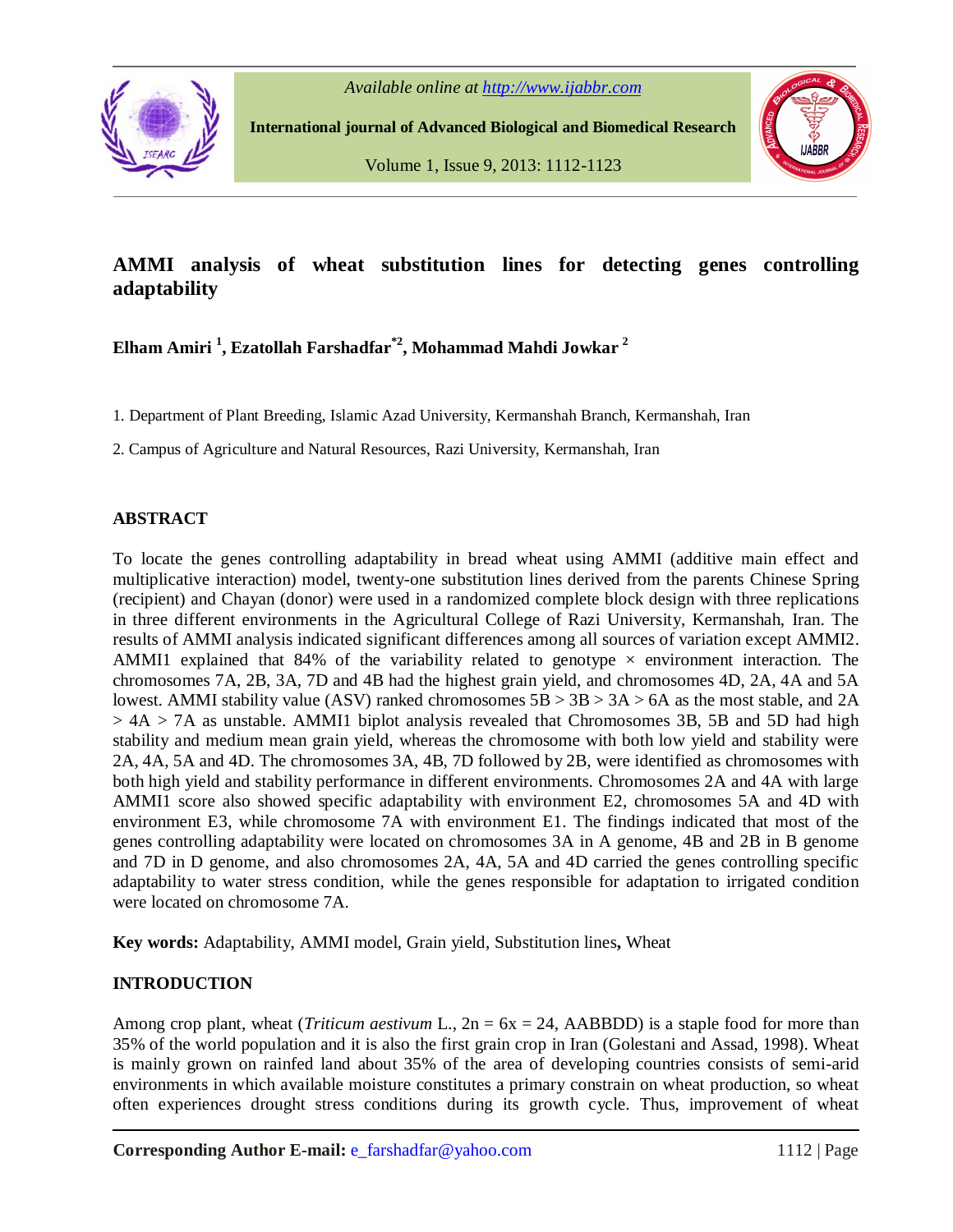# AMMI analysis of wheat substitution lines for detecting genes controlling adaptability

**Elham Amiri [1], Ezatollah Farshadfar[*2], Mohammad Mahdi Jowkar [2]**

1. Department of Plant Breeding, Islamic Azad University, Kermanshah Branch, Kermanshah, Iran

2. Campus of Agriculture and Natural Resources, Razi University, Kermanshah, Iran

## ABSTRACT

To locate the genes controlling adaptability in bread wheat using AMMI (additive main effect and multiplicative interaction) model, twenty-one substitution lines derived from the parents Chinese Spring (recipient) and Chayan (donor) were used in a randomized complete block design with three replications in three different environments in the Agricultural College of Razi University, Kermanshah, Iran. The results of AMMI analysis indicated significant differences among all sources of variation except AMMI2. AMMI1 explained that 84% of the variability related to genotype × environment interaction. The chromosomes 7A, 2B, 3A, 7D and 4B had the highest grain yield, and chromosomes 4D, 2A, 4A and 5A lowest. AMMI stability value (ASV) ranked chromosomes 5B > 3B > 3A > 6A as the most stable, and 2A > 4A > 7A as unstable. AMMI1 biplot analysis revealed that Chromosomes 3B, 5B and 5D had high stability and medium mean grain yield, whereas the chromosome with both low yield and stability were 2A, 4A, 5A and 4D. The chromosomes 3A, 4B, 7D followed by 2B, were identified as chromosomes with both high yield and stability performance in different environments. Chromosomes 2A and 4A with large AMMI1 score also showed specific adaptability with environment E2, chromosomes 5A and 4D with environment E3, while chromosome 7A with environment E1. The findings indicated that most of the genes controlling adaptability were located on chromosomes 3A in A genome, 4B and 2B in B genome and 7D in D genome, and also chromosomes 2A, 4A, 5A and 4D carried the genes controlling specific adaptability to water stress condition, while the genes responsible for adaptation to irrigated condition were located on chromosome 7A.

**Key words:** Adaptability, AMMI model, Grain yield, Substitution lines**,** Wheat

## INTRODUCTION

Among crop plant, wheat (*Triticum aestivum* L., 2n = 6x = 24, AABBDD) is a staple food for more than 35% of the world population and it is also the first grain crop in Iran (Golestani and Assad, 1998). Wheat is mainly grown on rainfed land about 35% of the area of developing countries consists of semi-arid environments in which available moisture constitutes a primary constrain on wheat production, so wheat often experiences drought stress conditions during its growth cycle. Thus, improvement of wheat

**Corresponding Author E-mail:** e_farshadfar@yahoo.com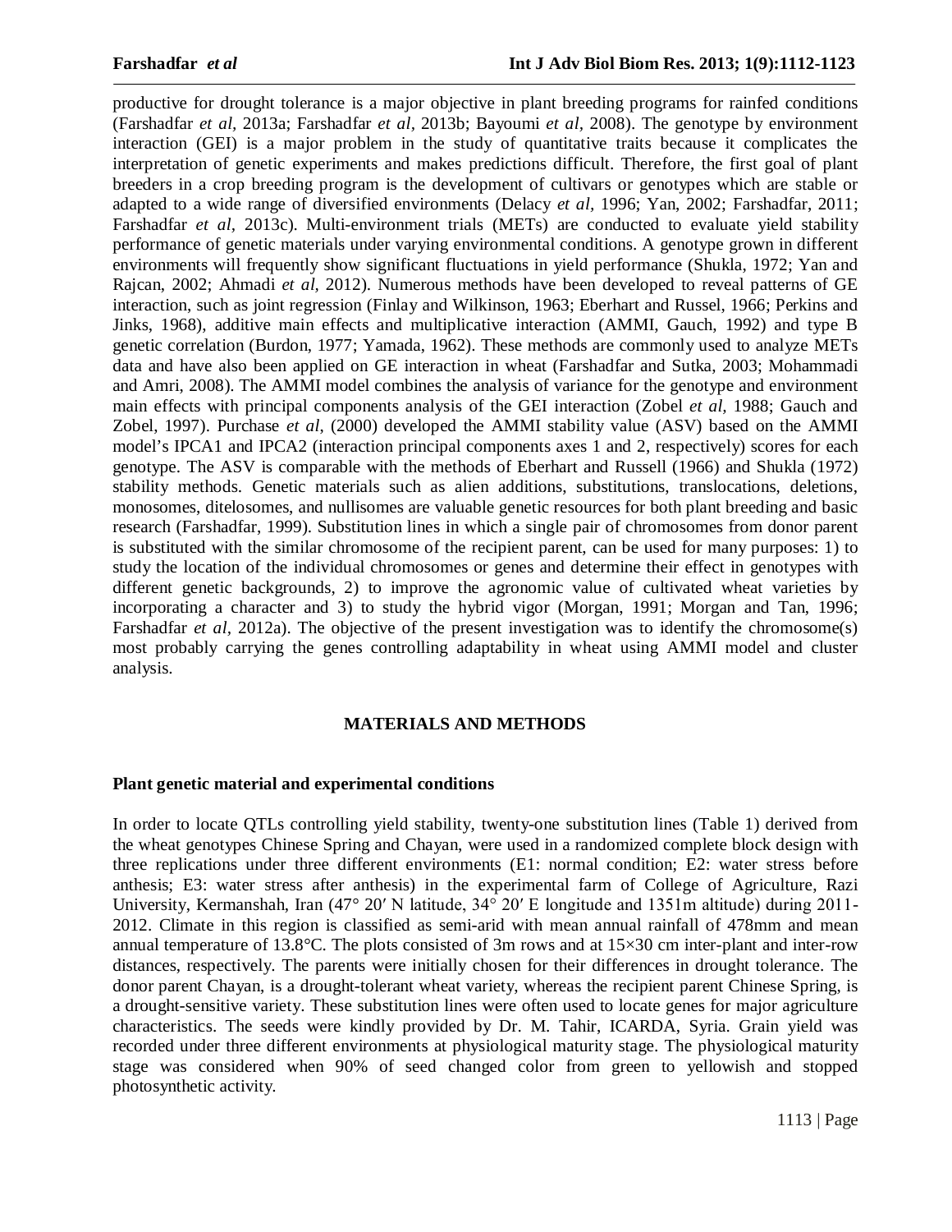productive for drought tolerance is a major objective in plant breeding programs for rainfed conditions (Farshadfar *et al*, 2013a; Farshadfar *et al*, 2013b; Bayoumi *et al*, 2008). The genotype by environment interaction (GEI) is a major problem in the study of quantitative traits because it complicates the interpretation of genetic experiments and makes predictions difficult. Therefore, the first goal of plant breeders in a crop breeding program is the development of cultivars or genotypes which are stable or adapted to a wide range of diversified environments (Delacy *et al*, 1996; Yan, 2002; Farshadfar, 2011; Farshadfar *et al*, 2013c). Multi-environment trials (METs) are conducted to evaluate yield stability performance of genetic materials under varying environmental conditions. A genotype grown in different environments will frequently show significant fluctuations in yield performance (Shukla, 1972; Yan and Rajcan, 2002; Ahmadi *et al*, 2012). Numerous methods have been developed to reveal patterns of GE interaction, such as joint regression (Finlay and Wilkinson, 1963; Eberhart and Russel, 1966; Perkins and Jinks, 1968), additive main effects and multiplicative interaction (AMMI, Gauch, 1992) and type B genetic correlation (Burdon, 1977; Yamada, 1962). These methods are commonly used to analyze METs data and have also been applied on GE interaction in wheat (Farshadfar and Sutka, 2003; Mohammadi and Amri, 2008). The AMMI model combines the analysis of variance for the genotype and environment main effects with principal components analysis of the GEI interaction (Zobel *et al*, 1988; Gauch and Zobel, 1997). Purchase *et al*, (2000) developed the AMMI stability value (ASV) based on the AMMI model's IPCA1 and IPCA2 (interaction principal components axes 1 and 2, respectively) scores for each genotype. The ASV is comparable with the methods of Eberhart and Russell (1966) and Shukla (1972) stability methods. Genetic materials such as alien additions, substitutions, translocations, deletions, monosomes, ditelosomes, and nullisomes are valuable genetic resources for both plant breeding and basic research (Farshadfar, 1999). Substitution lines in which a single pair of chromosomes from donor parent is substituted with the similar chromosome of the recipient parent, can be used for many purposes: 1) to study the location of the individual chromosomes or genes and determine their effect in genotypes with different genetic backgrounds, 2) to improve the agronomic value of cultivated wheat varieties by incorporating a character and 3) to study the hybrid vigor (Morgan, 1991; Morgan and Tan, 1996; Farshadfar *et al*, 2012a). The objective of the present investigation was to identify the chromosome(s) most probably carrying the genes controlling adaptability in wheat using AMMI model and cluster analysis.

## MATERIALS AND METHODS

### Plant genetic material and experimental conditions

In order to locate QTLs controlling yield stability, twenty-one substitution lines (Table 1) derived from the wheat genotypes Chinese Spring and Chayan, were used in a randomized complete block design with three replications under three different environments (E1: normal condition; E2: water stress before anthesis; E3: water stress after anthesis) in the experimental farm of College of Agriculture, Razi University, Kermanshah, Iran (47° 20′ N latitude, 34° 20′ E longitude and 1351m altitude) during 2011-2012. Climate in this region is classified as semi-arid with mean annual rainfall of 478mm and mean annual temperature of 13.8°C. The plots consisted of 3m rows and at 15×30 cm inter-plant and inter-row distances, respectively. The parents were initially chosen for their differences in drought tolerance. The donor parent Chayan, is a drought-tolerant wheat variety, whereas the recipient parent Chinese Spring, is a drought-sensitive variety. These substitution lines were often used to locate genes for major agriculture characteristics. The seeds were kindly provided by Dr. M. Tahir, ICARDA, Syria. Grain yield was recorded under three different environments at physiological maturity stage. The physiological maturity stage was considered when 90% of seed changed color from green to yellowish and stopped photosynthetic activity.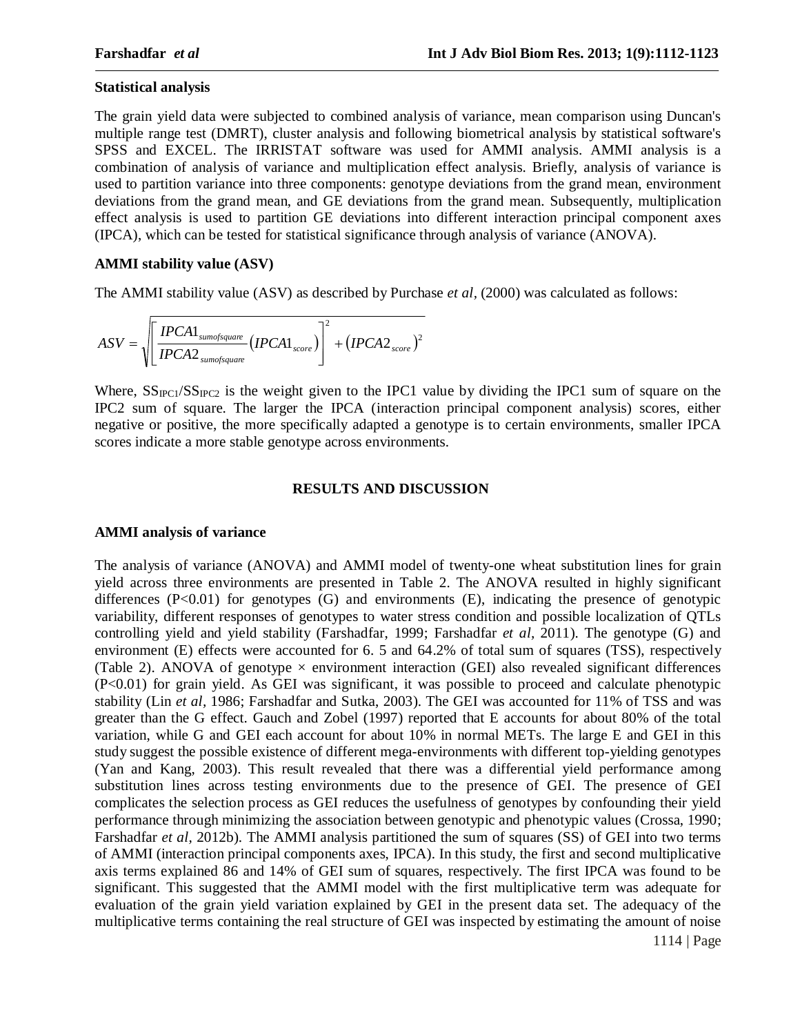### Statistical analysis

The grain yield data were subjected to combined analysis of variance, mean comparison using Duncan's multiple range test (DMRT), cluster analysis and following biometrical analysis by statistical software's SPSS and EXCEL. The IRRISTAT software was used for AMMI analysis. AMMI analysis is a combination of analysis of variance and multiplication effect analysis. Briefly, analysis of variance is used to partition variance into three components: genotype deviations from the grand mean, environment deviations from the grand mean, and GE deviations from the grand mean. Subsequently, multiplication effect analysis is used to partition GE deviations into different interaction principal component axes (IPCA), which can be tested for statistical significance through analysis of variance (ANOVA).

### AMMI stability value (ASV)

The AMMI stability value (ASV) as described by Purchase *et al*, (2000) was calculated as follows:

$$ASV = \sqrt{\left[\frac{IPCA1_{sumofsquare}}{IPCA2_{sumofsquare}}\left(IPCA1_{score}\right)\right]^2 + \left(IPCA2_{score}\right)^2}$$

Where, $SS_{IPC1}/SS_{IPC2}$ is the weight given to the IPC1 value by dividing the IPC1 sum of square on the IPC2 sum of square. The larger the IPCA (interaction principal component analysis) scores, either negative or positive, the more specifically adapted a genotype is to certain environments, smaller IPCA scores indicate a more stable genotype across environments.

## RESULTS AND DISCUSSION

### AMMI analysis of variance

The analysis of variance (ANOVA) and AMMI model of twenty-one wheat substitution lines for grain yield across three environments are presented in Table 2. The ANOVA resulted in highly significant differences ($P<0.01$) for genotypes (G) and environments (E), indicating the presence of genotypic variability, different responses of genotypes to water stress condition and possible localization of QTLs controlling yield and yield stability (Farshadfar, 1999; Farshadfar *et al*, 2011). The genotype (G) and environment (E) effects were accounted for 6. 5 and 64.2% of total sum of squares (TSS), respectively (Table 2). ANOVA of genotype × environment interaction (GEI) also revealed significant differences ($P<0.01$) for grain yield. As GEI was significant, it was possible to proceed and calculate phenotypic stability (Lin *et al*, 1986; Farshadfar and Sutka, 2003). The GEI was accounted for 11% of TSS and was greater than the G effect. Gauch and Zobel (1997) reported that E accounts for about 80% of the total variation, while G and GEI each account for about 10% in normal METs. The large E and GEI in this study suggest the possible existence of different mega-environments with different top-yielding genotypes (Yan and Kang, 2003). This result revealed that there was a differential yield performance among substitution lines across testing environments due to the presence of GEI. The presence of GEI complicates the selection process as GEI reduces the usefulness of genotypes by confounding their yield performance through minimizing the association between genotypic and phenotypic values (Crossa, 1990; Farshadfar *et al*, 2012b). The AMMI analysis partitioned the sum of squares (SS) of GEI into two terms of AMMI (interaction principal components axes, IPCA). In this study, the first and second multiplicative axis terms explained 86 and 14% of GEI sum of squares, respectively. The first IPCA was found to be significant. This suggested that the AMMI model with the first multiplicative term was adequate for evaluation of the grain yield variation explained by GEI in the present data set. The adequacy of the multiplicative terms containing the real structure of GEI was inspected by estimating the amount of noise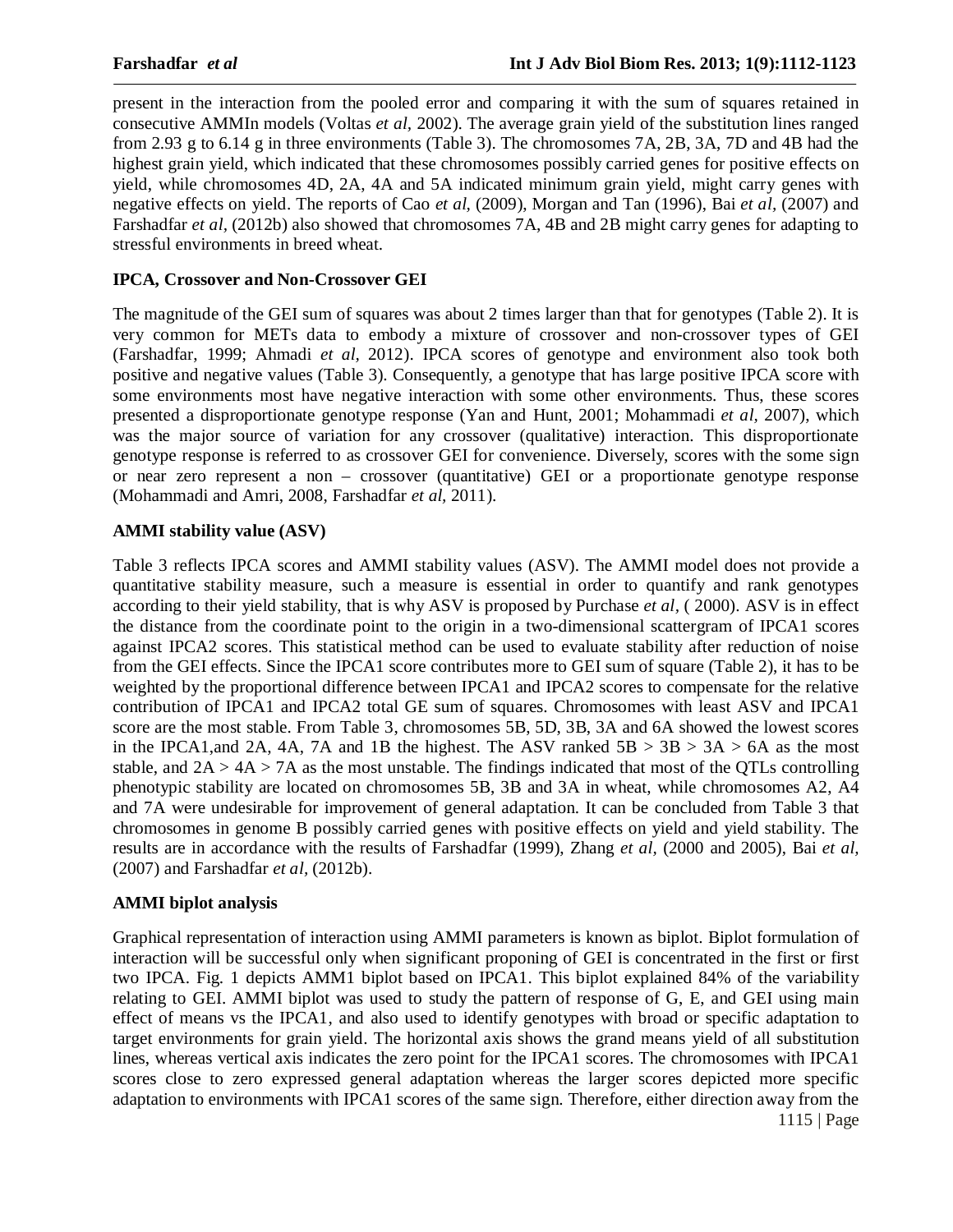present in the interaction from the pooled error and comparing it with the sum of squares retained in consecutive AMMIn models (Voltas *et al*, 2002). The average grain yield of the substitution lines ranged from 2.93 g to 6.14 g in three environments (Table 3). The chromosomes 7A, 2B, 3A, 7D and 4B had the highest grain yield, which indicated that these chromosomes possibly carried genes for positive effects on yield, while chromosomes 4D, 2A, 4A and 5A indicated minimum grain yield, might carry genes with negative effects on yield. The reports of Cao *et al*, (2009), Morgan and Tan (1996), Bai *et al*, (2007) and Farshadfar *et al*, (2012b) also showed that chromosomes 7A, 4B and 2B might carry genes for adapting to stressful environments in breed wheat.

**IPCA, Crossover and Non-Crossover GEI**

The magnitude of the GEI sum of squares was about 2 times larger than that for genotypes (Table 2). It is very common for METs data to embody a mixture of crossover and non-crossover types of GEI (Farshadfar, 1999; Ahmadi *et al*, 2012). IPCA scores of genotype and environment also took both positive and negative values (Table 3). Consequently, a genotype that has large positive IPCA score with some environments most have negative interaction with some other environments. Thus, these scores presented a disproportionate genotype response (Yan and Hunt, 2001; Mohammadi *et al*, 2007), which was the major source of variation for any crossover (qualitative) interaction. This disproportionate genotype response is referred to as crossover GEI for convenience. Diversely, scores with the some sign or near zero represent a non – crossover (quantitative) GEI or a proportionate genotype response (Mohammadi and Amri, 2008, Farshadfar *et al*, 2011).

**AMMI stability value (ASV)**

Table 3 reflects IPCA scores and AMMI stability values (ASV). The AMMI model does not provide a quantitative stability measure, such a measure is essential in order to quantify and rank genotypes according to their yield stability, that is why ASV is proposed by Purchase *et al*, ( 2000). ASV is in effect the distance from the coordinate point to the origin in a two-dimensional scattergram of IPCA1 scores against IPCA2 scores. This statistical method can be used to evaluate stability after reduction of noise from the GEI effects. Since the IPCA1 score contributes more to GEI sum of square (Table 2), it has to be weighted by the proportional difference between IPCA1 and IPCA2 scores to compensate for the relative contribution of IPCA1 and IPCA2 total GE sum of squares. Chromosomes with least ASV and IPCA1 score are the most stable. From Table 3, chromosomes 5B, 5D, 3B, 3A and 6A showed the lowest scores in the IPCA1,and 2A, 4A, 7A and 1B the highest. The ASV ranked 5B > 3B > 3A > 6A as the most stable, and 2A > 4A > 7A as the most unstable. The findings indicated that most of the QTLs controlling phenotypic stability are located on chromosomes 5B, 3B and 3A in wheat, while chromosomes A2, A4 and 7A were undesirable for improvement of general adaptation. It can be concluded from Table 3 that chromosomes in genome B possibly carried genes with positive effects on yield and yield stability. The results are in accordance with the results of Farshadfar (1999), Zhang *et al*, (2000 and 2005), Bai *et al*, (2007) and Farshadfar *et al*, (2012b).

**AMMI biplot analysis**

Graphical representation of interaction using AMMI parameters is known as biplot. Biplot formulation of interaction will be successful only when significant proponing of GEI is concentrated in the first or first two IPCA. Fig. 1 depicts AMM1 biplot based on IPCA1. This biplot explained 84% of the variability relating to GEI. AMMI biplot was used to study the pattern of response of G, E, and GEI using main effect of means vs the IPCA1, and also used to identify genotypes with broad or specific adaptation to target environments for grain yield. The horizontal axis shows the grand means yield of all substitution lines, whereas vertical axis indicates the zero point for the IPCA1 scores. The chromosomes with IPCA1 scores close to zero expressed general adaptation whereas the larger scores depicted more specific adaptation to environments with IPCA1 scores of the same sign. Therefore, either direction away from the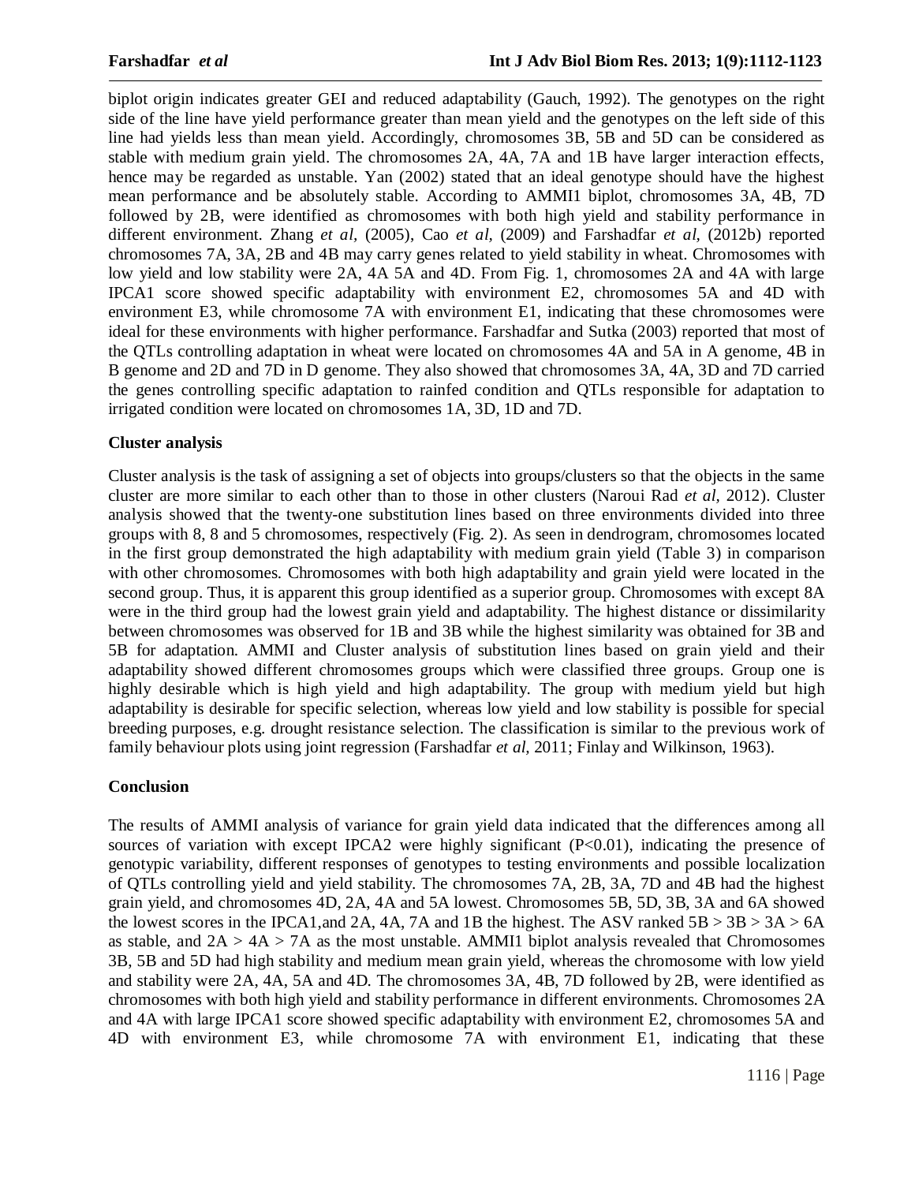biplot origin indicates greater GEI and reduced adaptability (Gauch, 1992). The genotypes on the right side of the line have yield performance greater than mean yield and the genotypes on the left side of this line had yields less than mean yield. Accordingly, chromosomes 3B, 5B and 5D can be considered as stable with medium grain yield. The chromosomes 2A, 4A, 7A and 1B have larger interaction effects, hence may be regarded as unstable. Yan (2002) stated that an ideal genotype should have the highest mean performance and be absolutely stable. According to AMMI1 biplot, chromosomes 3A, 4B, 7D followed by 2B, were identified as chromosomes with both high yield and stability performance in different environment. Zhang *et al*, (2005), Cao *et al*, (2009) and Farshadfar *et al*, (2012b) reported chromosomes 7A, 3A, 2B and 4B may carry genes related to yield stability in wheat. Chromosomes with low yield and low stability were 2A, 4A 5A and 4D. From Fig. 1, chromosomes 2A and 4A with large IPCA1 score showed specific adaptability with environment E2, chromosomes 5A and 4D with environment E3, while chromosome 7A with environment E1, indicating that these chromosomes were ideal for these environments with higher performance. Farshadfar and Sutka (2003) reported that most of the QTLs controlling adaptation in wheat were located on chromosomes 4A and 5A in A genome, 4B in B genome and 2D and 7D in D genome. They also showed that chromosomes 3A, 4A, 3D and 7D carried the genes controlling specific adaptation to rainfed condition and QTLs responsible for adaptation to irrigated condition were located on chromosomes 1A, 3D, 1D and 7D.

**Cluster analysis**

Cluster analysis is the task of assigning a set of objects into groups/clusters so that the objects in the same cluster are more similar to each other than to those in other clusters (Naroui Rad *et al*, 2012). Cluster analysis showed that the twenty-one substitution lines based on three environments divided into three groups with 8, 8 and 5 chromosomes, respectively (Fig. 2). As seen in dendrogram, chromosomes located in the first group demonstrated the high adaptability with medium grain yield (Table 3) in comparison with other chromosomes. Chromosomes with both high adaptability and grain yield were located in the second group. Thus, it is apparent this group identified as a superior group. Chromosomes with except 8A were in the third group had the lowest grain yield and adaptability. The highest distance or dissimilarity between chromosomes was observed for 1B and 3B while the highest similarity was obtained for 3B and 5B for adaptation. AMMI and Cluster analysis of substitution lines based on grain yield and their adaptability showed different chromosomes groups which were classified three groups. Group one is highly desirable which is high yield and high adaptability. The group with medium yield but high adaptability is desirable for specific selection, whereas low yield and low stability is possible for special breeding purposes, e.g. drought resistance selection. The classification is similar to the previous work of family behaviour plots using joint regression (Farshadfar *et al*, 2011; Finlay and Wilkinson, 1963).

**Conclusion**

The results of AMMI analysis of variance for grain yield data indicated that the differences among all sources of variation with except IPCA2 were highly significant ($P<0.01$), indicating the presence of genotypic variability, different responses of genotypes to testing environments and possible localization of QTLs controlling yield and yield stability. The chromosomes 7A, 2B, 3A, 7D and 4B had the highest grain yield, and chromosomes 4D, 2A, 4A and 5A lowest. Chromosomes 5B, 5D, 3B, 3A and 6A showed the lowest scores in the IPCA1,and 2A, 4A, 7A and 1B the highest. The ASV ranked 5B > 3B > 3A > 6A as stable, and 2A > 4A > 7A as the most unstable. AMMI1 biplot analysis revealed that Chromosomes 3B, 5B and 5D had high stability and medium mean grain yield, whereas the chromosome with low yield and stability were 2A, 4A, 5A and 4D. The chromosomes 3A, 4B, 7D followed by 2B, were identified as chromosomes with both high yield and stability performance in different environments. Chromosomes 2A and 4A with large IPCA1 score showed specific adaptability with environment E2, chromosomes 5A and 4D with environment E3, while chromosome 7A with environment E1, indicating that these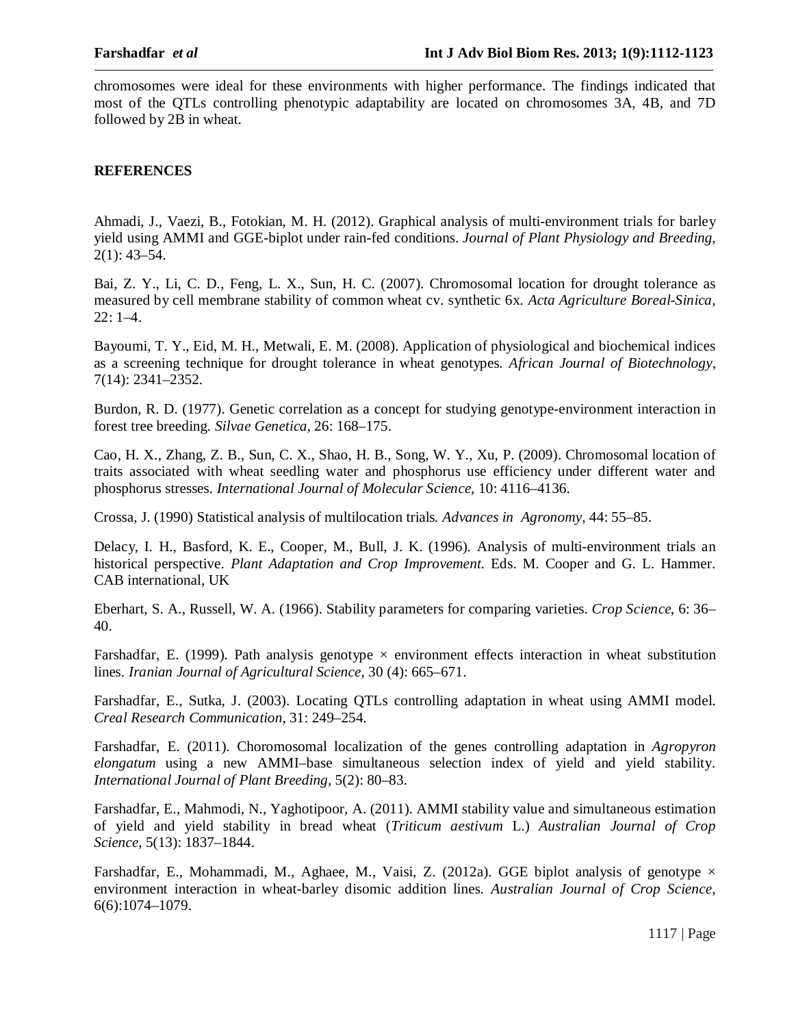chromosomes were ideal for these environments with higher performance. The findings indicated that most of the QTLs controlling phenotypic adaptability are located on chromosomes 3A, 4B, and 7D followed by 2B in wheat.

## REFERENCES

Ahmadi, J., Vaezi, B., Fotokian, M. H. (2012). Graphical analysis of multi-environment trials for barley yield using AMMI and GGE-biplot under rain-fed conditions. *Journal of Plant Physiology and Breeding*, 2(1): 43–54.

Bai, Z. Y., Li, C. D., Feng, L. X., Sun, H. C. (2007). Chromosomal location for drought tolerance as measured by cell membrane stability of common wheat cv. synthetic 6x. *Acta Agriculture Boreal-Sinica*, 22: 1–4.

Bayoumi, T. Y., Eid, M. H., Metwali, E. M. (2008). Application of physiological and biochemical indices as a screening technique for drought tolerance in wheat genotypes. *African Journal of Biotechnology*, 7(14): 2341–2352.

Burdon, R. D. (1977). Genetic correlation as a concept for studying genotype-environment interaction in forest tree breeding. *Silvae Genetica*, 26: 168–175.

Cao, H. X., Zhang, Z. B., Sun, C. X., Shao, H. B., Song, W. Y., Xu, P. (2009). Chromosomal location of traits associated with wheat seedling water and phosphorus use efficiency under different water and phosphorus stresses. *International Journal of Molecular Science*, 10: 4116–4136.

Crossa, J. (1990) Statistical analysis of multilocation trials. *Advances in Agronomy*, 44: 55–85.

Delacy, I. H., Basford, K. E., Cooper, M., Bull, J. K. (1996). Analysis of multi-environment trials an historical perspective. *Plant Adaptation and Crop Improvement*. Eds. M. Cooper and G. L. Hammer. CAB international, UK

Eberhart, S. A., Russell, W. A. (1966). Stability parameters for comparing varieties. *Crop Science*, 6: 36–40.

Farshadfar, E. (1999). Path analysis genotype × environment effects interaction in wheat substitution lines. *Iranian Journal of Agricultural Science*, 30 (4): 665–671.

Farshadfar, E., Sutka, J. (2003). Locating QTLs controlling adaptation in wheat using AMMI model. *Creal Research Communication*, 31: 249–254.

Farshadfar, E. (2011). Choromosomal localization of the genes controlling adaptation in *Agropyron elongatum* using a new AMMI–base simultaneous selection index of yield and yield stability. *International Journal of Plant Breeding*, 5(2): 80–83.

Farshadfar, E., Mahmodi, N., Yaghotipoor, A. (2011). AMMI stability value and simultaneous estimation of yield and yield stability in bread wheat (*Triticum aestivum* L.) *Australian Journal of Crop Science*, 5(13): 1837–1844.

Farshadfar, E., Mohammadi, M., Aghaee, M., Vaisi, Z. (2012a). GGE biplot analysis of genotype × environment interaction in wheat-barley disomic addition lines. *Australian Journal of Crop Science*, 6(6):1074–1079.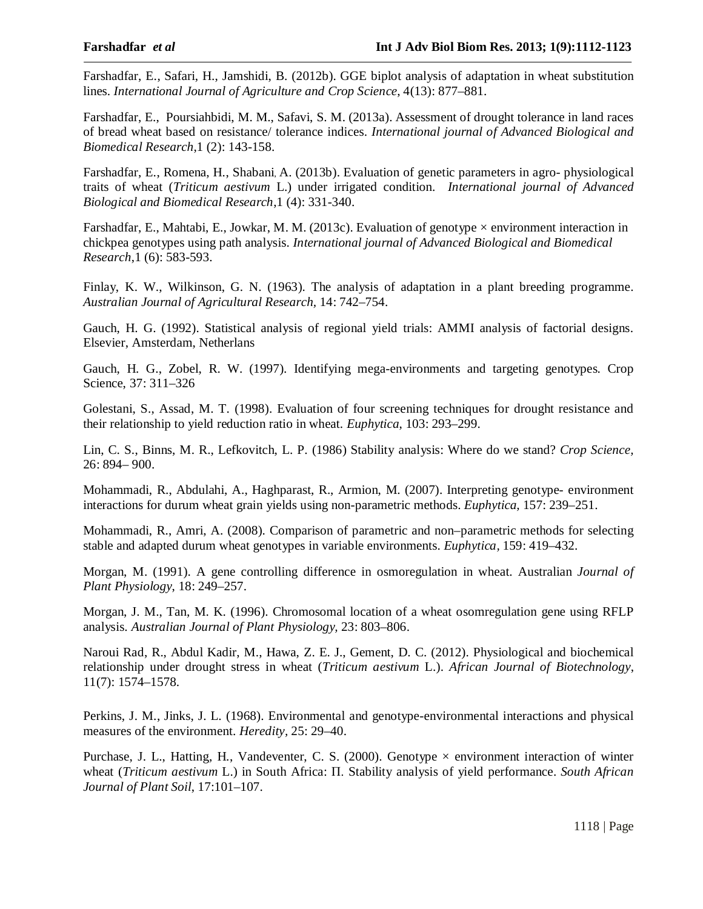Farshadfar, E., Safari, H., Jamshidi, B. (2012b). GGE biplot analysis of adaptation in wheat substitution lines. *International Journal of Agriculture and Crop Science*, 4(13): 877–881.

Farshadfar, E., Poursiahbidi, M. M., Safavi, S. M. (2013a). Assessment of drought tolerance in land races of bread wheat based on resistance/ tolerance indices. *International journal of Advanced Biological and Biomedical Research*,1 (2): 143-158.

Farshadfar, E., Romena, H., Shabani, A. (2013b). Evaluation of genetic parameters in agro- physiological traits of wheat (*Triticum aestivum* L.) under irrigated condition. *International journal of Advanced Biological and Biomedical Research*,1 (4): 331-340.

Farshadfar, E., Mahtabi, E., Jowkar, M. M. (2013c). Evaluation of genotype × environment interaction in chickpea genotypes using path analysis. *International journal of Advanced Biological and Biomedical Research*,1 (6): 583-593.

Finlay, K. W., Wilkinson, G. N. (1963). The analysis of adaptation in a plant breeding programme. *Australian Journal of Agricultural Research*, 14: 742–754.

Gauch, H. G. (1992). Statistical analysis of regional yield trials: AMMI analysis of factorial designs. Elsevier, Amsterdam, Netherlans

Gauch, H. G., Zobel, R. W. (1997). Identifying mega-environments and targeting genotypes. Crop Science, 37: 311–326

Golestani, S., Assad, M. T. (1998). Evaluation of four screening techniques for drought resistance and their relationship to yield reduction ratio in wheat. *Euphytica*, 103: 293–299.

Lin, C. S., Binns, M. R., Lefkovitch, L. P. (1986) Stability analysis: Where do we stand? *Crop Science*, 26: 894– 900.

Mohammadi, R., Abdulahi, A., Haghparast, R., Armion, M. (2007). Interpreting genotype- environment interactions for durum wheat grain yields using non-parametric methods. *Euphytica*, 157: 239–251.

Mohammadi, R., Amri, A. (2008). Comparison of parametric and non–parametric methods for selecting stable and adapted durum wheat genotypes in variable environments. *Euphytica*, 159: 419–432.

Morgan, M. (1991). A gene controlling difference in osmoregulation in wheat. Australian *Journal of Plant Physiology*, 18: 249–257.

Morgan, J. M., Tan, M. K. (1996). Chromosomal location of a wheat osomregulation gene using RFLP analysis. *Australian Journal of Plant Physiology*, 23: 803–806.

Naroui Rad, R., Abdul Kadir, M., Hawa, Z. E. J., Gement, D. C. (2012). Physiological and biochemical relationship under drought stress in wheat (*Triticum aestivum* L.). *African Journal of Biotechnology*, 11(7): 1574–1578.

Perkins, J. M., Jinks, J. L. (1968). Environmental and genotype-environmental interactions and physical measures of the environment. *Heredity*, 25: 29–40.

Purchase, J. L., Hatting, H., Vandeventer, C. S. (2000). Genotype × environment interaction of winter wheat (*Triticum aestivum* L.) in South Africa: Π. Stability analysis of yield performance. *South African Journal of Plant Soil*, 17:101–107.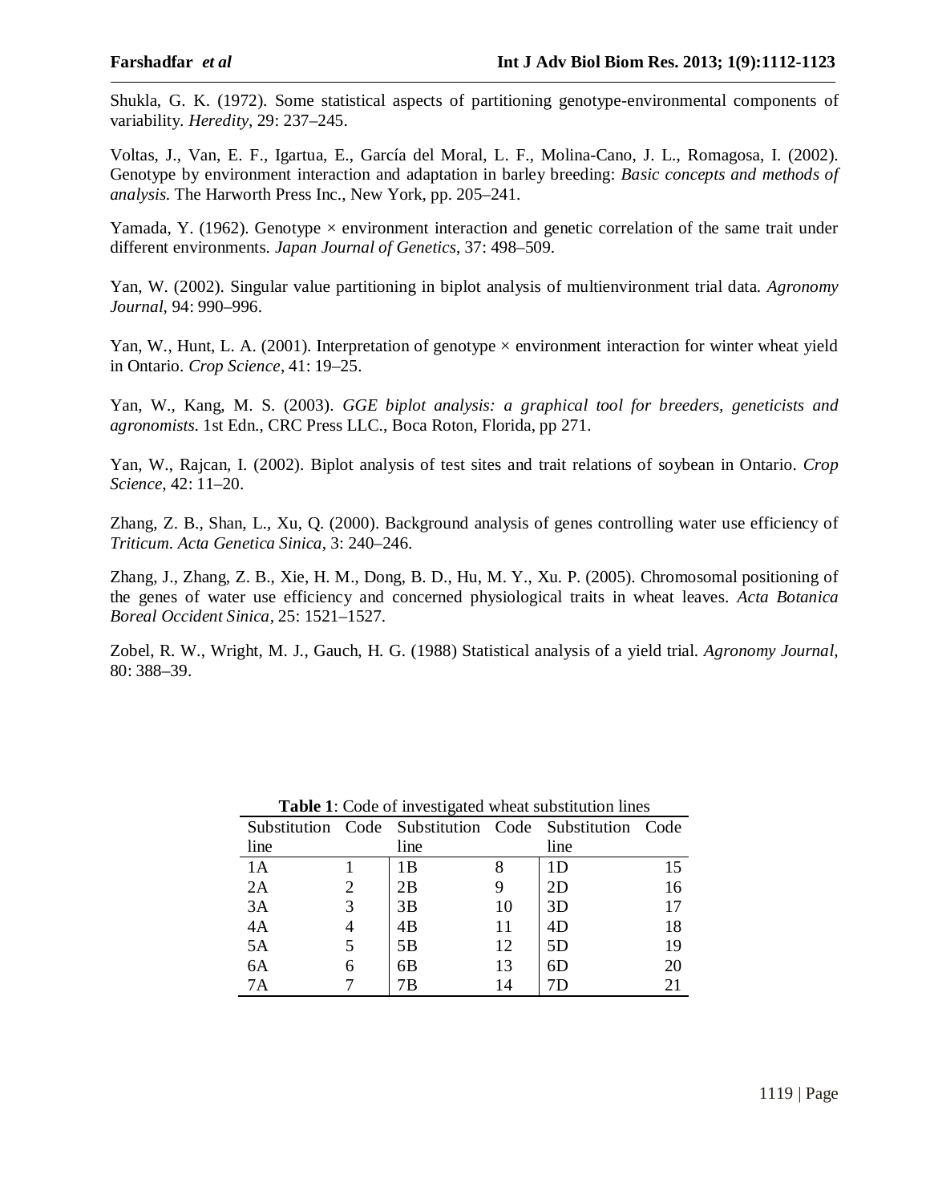Shukla, G. K. (1972). Some statistical aspects of partitioning genotype-environmental components of variability. *Heredity*, 29: 237–245.

Voltas, J., Van, E. F., Igartua, E., García del Moral, L. F., Molina-Cano, J. L., Romagosa, I. (2002). Genotype by environment interaction and adaptation in barley breeding: *Basic concepts and methods of analysis.* The Harworth Press Inc., New York, pp. 205–241.

Yamada, Y. (1962). Genotype × environment interaction and genetic correlation of the same trait under different environments. *Japan Journal of Genetics*, 37: 498–509.

Yan, W. (2002). Singular value partitioning in biplot analysis of multienvironment trial data. *Agronomy Journal*, 94: 990–996.

Yan, W., Hunt, L. A. (2001). Interpretation of genotype × environment interaction for winter wheat yield in Ontario. *Crop Science*, 41: 19–25.

Yan, W., Kang, M. S. (2003). *GGE biplot analysis: a graphical tool for breeders, geneticists and agronomists.* 1st Edn., CRC Press LLC., Boca Roton, Florida, pp 271.

Yan, W., Rajcan, I. (2002). Biplot analysis of test sites and trait relations of soybean in Ontario. *Crop Science*, 42: 11–20.

Zhang, Z. B., Shan, L., Xu, Q. (2000). Background analysis of genes controlling water use efficiency of *Triticum*. *Acta Genetica Sinica*, 3: 240–246.

Zhang, J., Zhang, Z. B., Xie, H. M., Dong, B. D., Hu, M. Y., Xu. P. (2005). Chromosomal positioning of the genes of water use efficiency and concerned physiological traits in wheat leaves. *Acta Botanica Boreal Occident Sinica*, 25: 1521–1527.

Zobel, R. W., Wright, M. J., Gauch, H. G. (1988) Statistical analysis of a yield trial. *Agronomy Journal*, 80: 388–39.

**Table 1**: Code of investigated wheat substitution lines

| Substitution line | Code | Substitution line | Code | Substitution line | Code |
|---|---|---|---|---|---|
| 1A | 1 | 1B | 8 | 1D | 15 |
| 2A | 2 | 2B | 9 | 2D | 16 |
| 3A | 3 | 3B | 10 | 3D | 17 |
| 4A | 4 | 4B | 11 | 4D | 18 |
| 5A | 5 | 5B | 12 | 5D | 19 |
| 6A | 6 | 6B | 13 | 6D | 20 |
| 7A | 7 | 7B | 14 | 7D | 21 |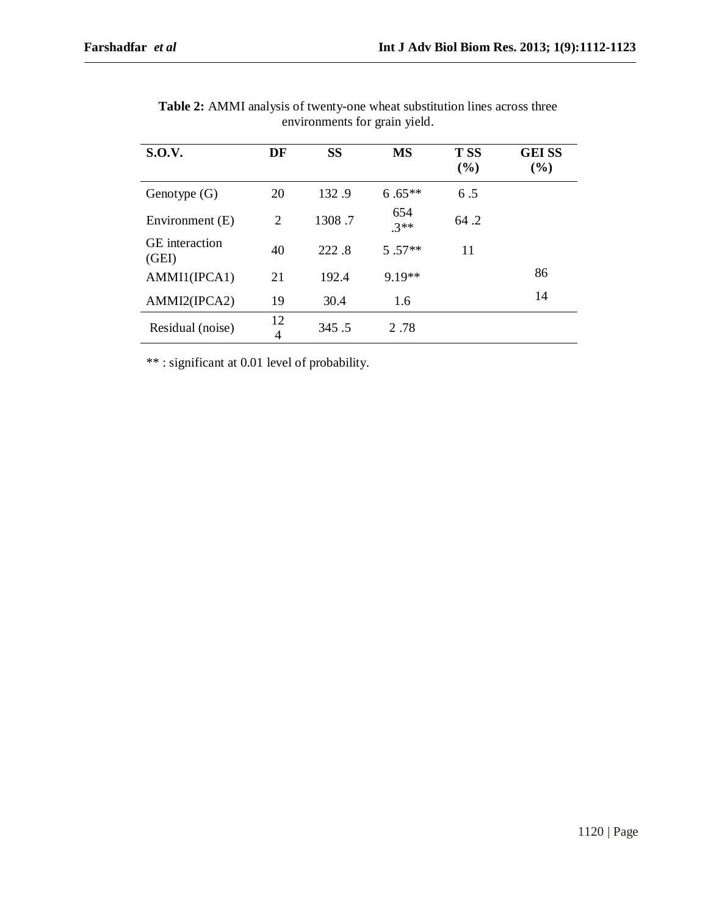**Table 2:** AMMI analysis of twenty-one wheat substitution lines across three environments for grain yield.

| S.O.V. | DF | SS | MS | T SS (%) | GEI SS (%) |
|---|---|---|---|---|---|
| Genotype (G) | 20 | 132 .9 | 6 .65** | 6 .5 | |
| Environment (E) | 2 | 1308 .7 | 654 .3** | 64 .2 | |
| GE interaction (GEI) | 40 | 222 .8 | 5 .57** | 11 | |
| AMMI1(IPCA1) | 21 | 192.4 | 9.19** | | 86 |
| AMMI2(IPCA2) | 19 | 30.4 | 1.6 | | 14 |
| Residual (noise) | 124 | 345 .5 | 2 .78 | | |

** : significant at 0.01 level of probability.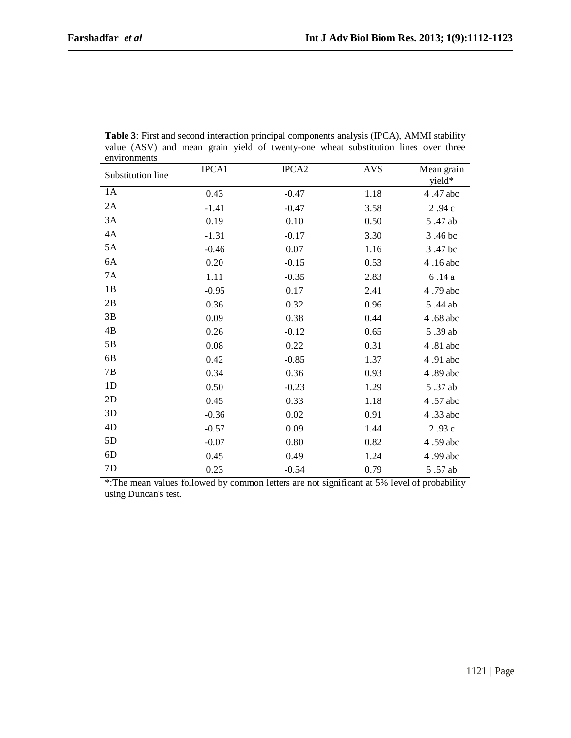**Table 3**: First and second interaction principal components analysis (IPCA), AMMI stability value (ASV) and mean grain yield of twenty-one wheat substitution lines over three environments

| Substitution line | IPCA1 | IPCA2 | AVS | Mean grain yield* |
|---|---|---|---|---|
| 1A | 0.43 | -0.47 | 1.18 | 4 .47 abc |
| 2A | -1.41 | -0.47 | 3.58 | 2 .94 c |
| 3A | 0.19 | 0.10 | 0.50 | 5 .47 ab |
| 4A | -1.31 | -0.17 | 3.30 | 3 .46 bc |
| 5A | -0.46 | 0.07 | 1.16 | 3 .47 bc |
| 6A | 0.20 | -0.15 | 0.53 | 4 .16 abc |
| 7A | 1.11 | -0.35 | 2.83 | 6 .14 a |
| 1B | -0.95 | 0.17 | 2.41 | 4 .79 abc |
| 2B | 0.36 | 0.32 | 0.96 | 5 .44 ab |
| 3B | 0.09 | 0.38 | 0.44 | 4 .68 abc |
| 4B | 0.26 | -0.12 | 0.65 | 5 .39 ab |
| 5B | 0.08 | 0.22 | 0.31 | 4 .81 abc |
| 6B | 0.42 | -0.85 | 1.37 | 4 .91 abc |
| 7B | 0.34 | 0.36 | 0.93 | 4 .89 abc |
| 1D | 0.50 | -0.23 | 1.29 | 5 .37 ab |
| 2D | 0.45 | 0.33 | 1.18 | 4 .57 abc |
| 3D | -0.36 | 0.02 | 0.91 | 4 .33 abc |
| 4D | -0.57 | 0.09 | 1.44 | 2 .93 c |
| 5D | -0.07 | 0.80 | 0.82 | 4 .59 abc |
| 6D | 0.45 | 0.49 | 1.24 | 4 .99 abc |
| 7D | 0.23 | -0.54 | 0.79 | 5 .57 ab |

*:The mean values followed by common letters are not significant at 5% level of probability using Duncan's test.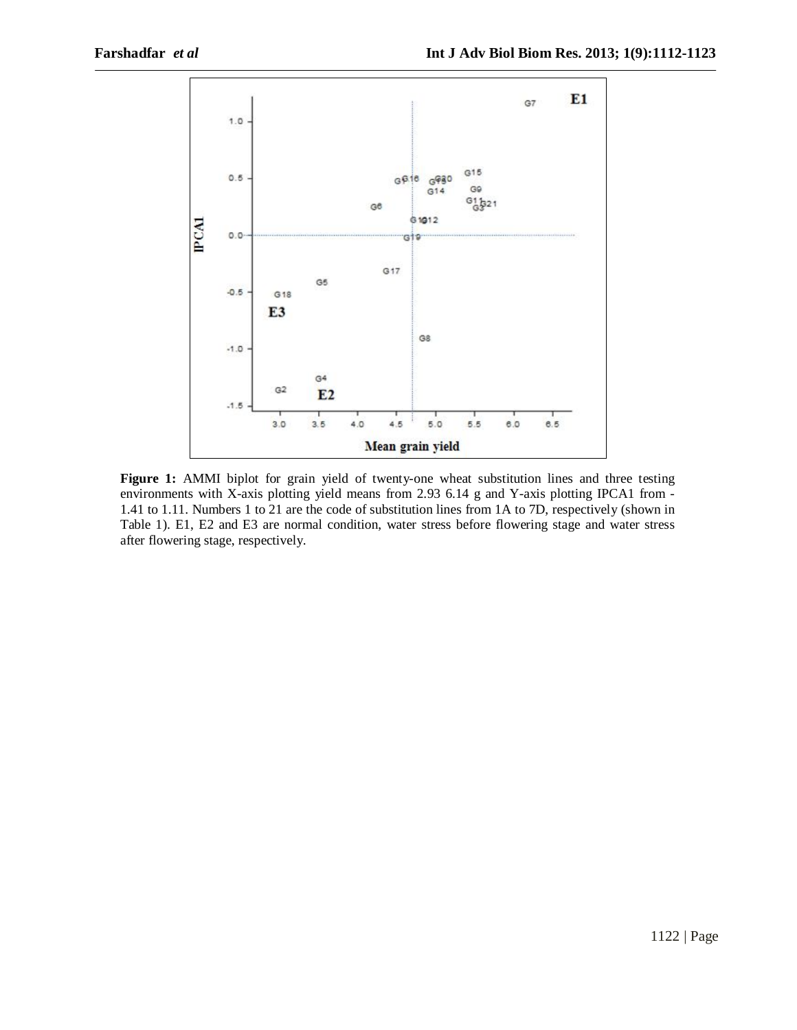**Figure 1:** AMMI biplot for grain yield of twenty-one wheat substitution lines and three testing environments with X-axis plotting yield means from 2.93 6.14 g and Y-axis plotting IPCA1 from -1.41 to 1.11. Numbers 1 to 21 are the code of substitution lines from 1A to 7D, respectively (shown in Table 1). E1, E2 and E3 are normal condition, water stress before flowering stage and water stress after flowering stage, respectively.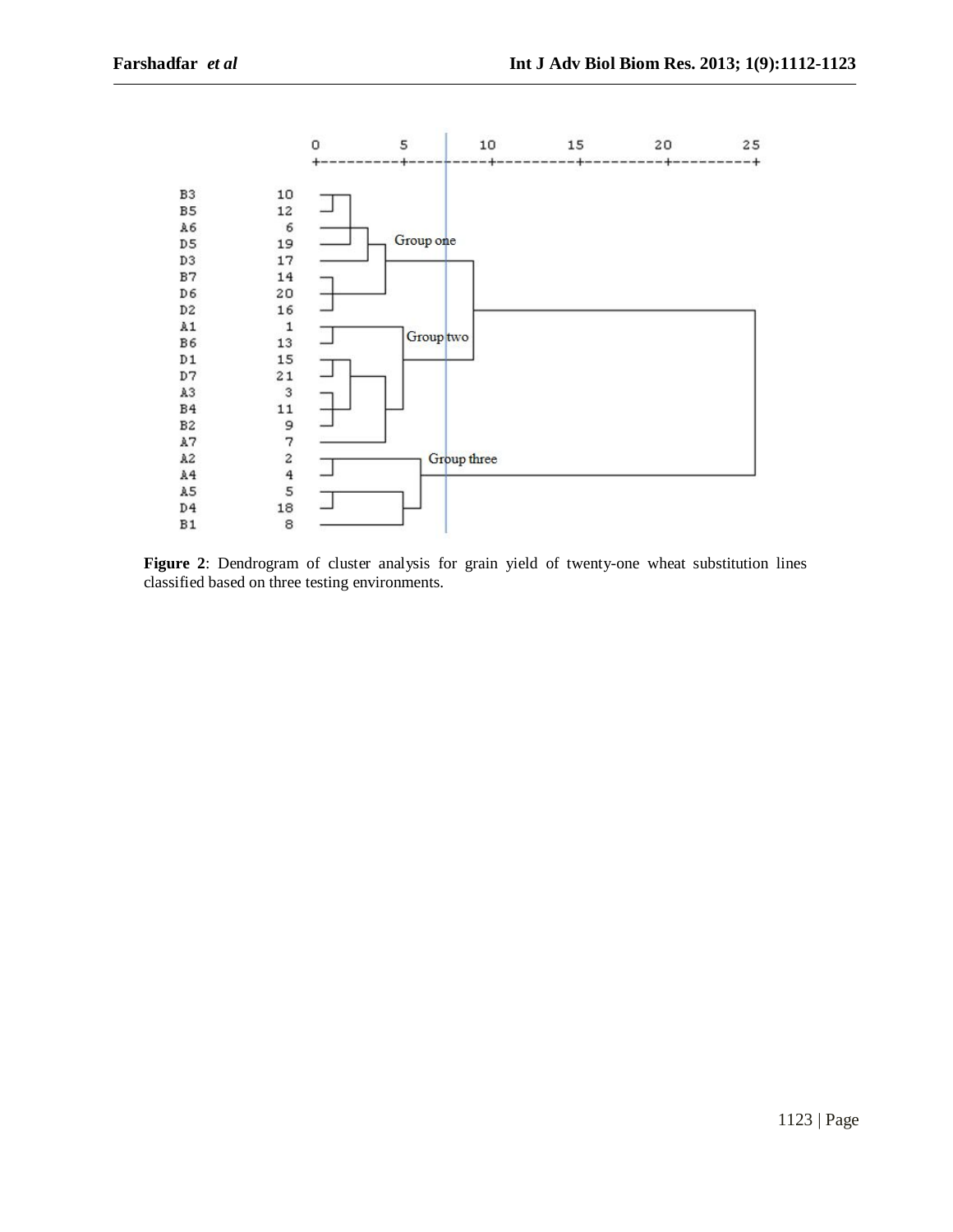0 5 10 15 20 25

B3 10
B5 12
A6 6
D5 19
D3 17
B7 14
D6 20
D2 16
A1 1
B6 13
D1 15
D7 21
A3 3
B4 11
B2 9
A7 7
A2 2
A4 4
A5 5
D4 18
B1 8

Group one

Group two

Group three

**Figure 2**: Dendrogram of cluster analysis for grain yield of twenty-one wheat substitution lines classified based on three testing environments.